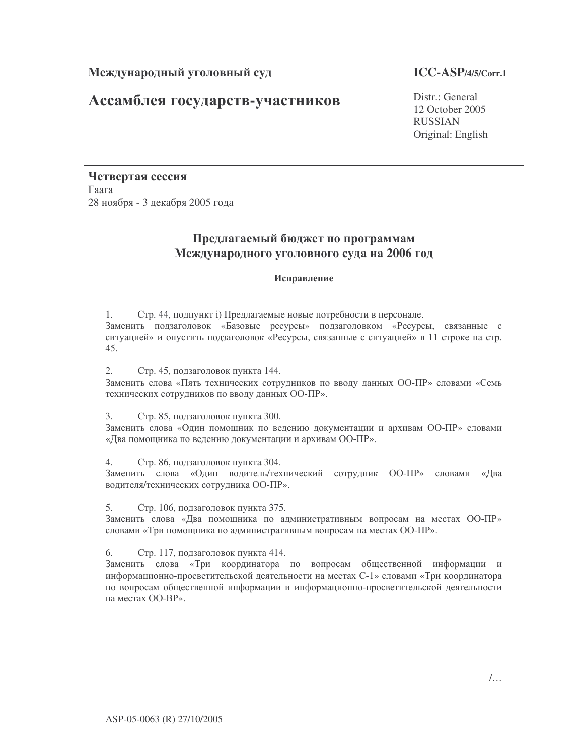**Международный уголовный суд**

**ICC-ASP/4/5/Corr.1**

# Ассамблея государств-участников

Distr.: General
12 October 2005
RUSSIAN
Original: English

**Четвертая сессия**
Гаага
28 ноября - 3 декабря 2005 года

## Предлагаемый бюджет по программам Международного уголовного суда на 2006 год

### Исправление

1. Стр. 44, подпункт i) Предлагаемые новые потребности в персонале.
Заменить подзаголовок «Базовые ресурсы» подзаголовком «Ресурсы, связанные с ситуацией» и опустить подзаголовок «Ресурсы, связанные с ситуацией» в 11 строке на стр. 45.

2. Стр. 45, подзаголовок пункта 144.
Заменить слова «Пять технических сотрудников по вводу данных ОО-ПР» словами «Семь технических сотрудников по вводу данных ОО-ПР».

3. Стр. 85, подзаголовок пункта 300.
Заменить слова «Один помощник по ведению документации и архивам ОО-ПР» словами «Два помощника по ведению документации и архивам ОО-ПР».

4. Стр. 86, подзаголовок пункта 304.
Заменить слова «Один водитель/технический сотрудник ОО-ПР» словами «Два водителя/технических сотрудника ОО-ПР».

5. Стр. 106, подзаголовок пункта 375.
Заменить слова «Два помощника по административным вопросам на местах ОО-ПР» словами «Три помощника по административным вопросам на местах ОО-ПР».

6. Стр. 117, подзаголовок пункта 414.
Заменить слова «Три координатора по вопросам общественной информации и информационно-просветительской деятельности на местах С-1» словами «Три координатора по вопросам общественной информации и информационно-просветительской деятельности на местах ОО-ВР».

/…

ASP-05-0063 (R) 27/10/2005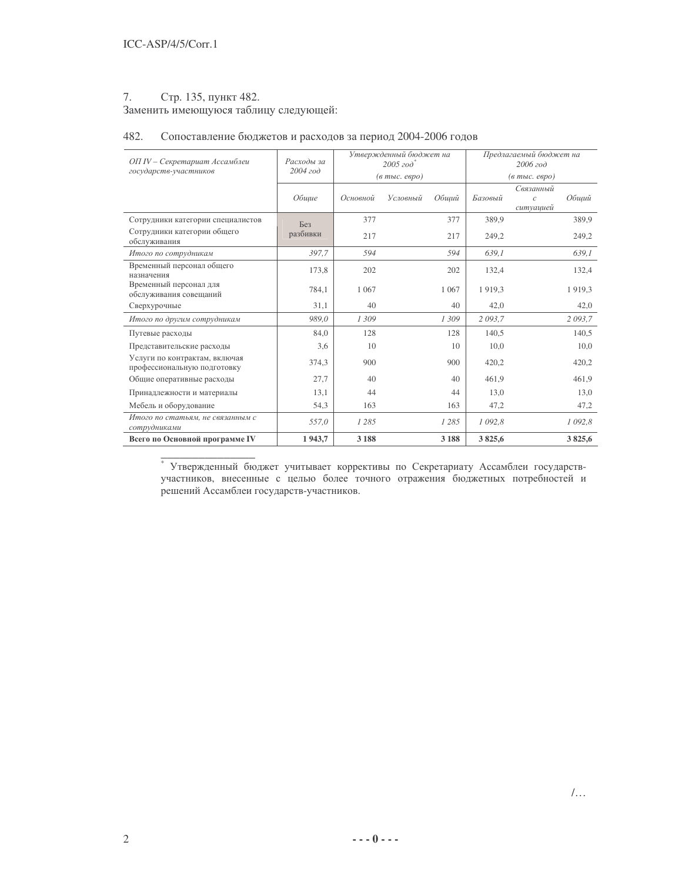7. Стр. 135, пункт 482.
Заменить имеющуюся таблицу следующей:

482. Сопоставление бюджетов и расходов за период 2004-2006 годов

| *ОП IV – Секретариат Ассамблеи государств-участников* | *Расходы за 2004 год* | *Утвержденный бюджет на 2005 год*\* *(в тыс. евро)* | | | *Предлагаемый бюджет на 2006 год* *(в тыс. евро)* | | |
|---|---|---|---|---|---|---|---|
| | *Общие* | *Основной* | *Условный* | *Общий* | *Базовый* | *Связанный с ситуацией* | *Общий* |
| Сотрудники категории специалистов | Без разбивки | 377 | | 377 | 389,9 | | 389,9 |
| Сотрудники категории общего обслуживания | | 217 | | 217 | 249,2 | | 249,2 |
| *Итого по сотрудникам* | *397,7* | *594* | | *594* | *639,1* | | *639,1* |
| Временный персонал общего назначения | 173,8 | 202 | | 202 | 132,4 | | 132,4 |
| Временный персонал для обслуживания совещаний | 784,1 | 1 067 | | 1 067 | 1 919,3 | | 1 919,3 |
| Сверхурочные | 31,1 | 40 | | 40 | 42,0 | | 42,0 |
| *Итого по другим сотрудникам* | *989,0* | *1 309* | | *1 309* | *2 093,7* | | *2 093,7* |
| Путевые расходы | 84,0 | 128 | | 128 | 140,5 | | 140,5 |
| Представительские расходы | 3,6 | 10 | | 10 | 10,0 | | 10,0 |
| Услуги по контрактам, включая профессиональную подготовку | 374,3 | 900 | | 900 | 420,2 | | 420,2 |
| Общие оперативные расходы | 27,7 | 40 | | 40 | 461,9 | | 461,9 |
| Принадлежности и материалы | 13,1 | 44 | | 44 | 13,0 | | 13,0 |
| Мебель и оборудование | 54,3 | 163 | | 163 | 47,2 | | 47,2 |
| *Итого по статьям, не связанным с сотрудниками* | *557,0* | *1 285* | | *1 285* | *1 092,8* | | *1 092,8* |
| **Всего по Основной программе IV** | **1 943,7** | **3 188** | | **3 188** | **3 825,6** | | **3 825,6** |

\* Утвержденный бюджет учитывает коррективы по Секретариату Ассамблеи государств-участников, внесенные с целью более точного отражения бюджетных потребностей и решений Ассамблеи государств-участников.

/…

- - - 0 - - -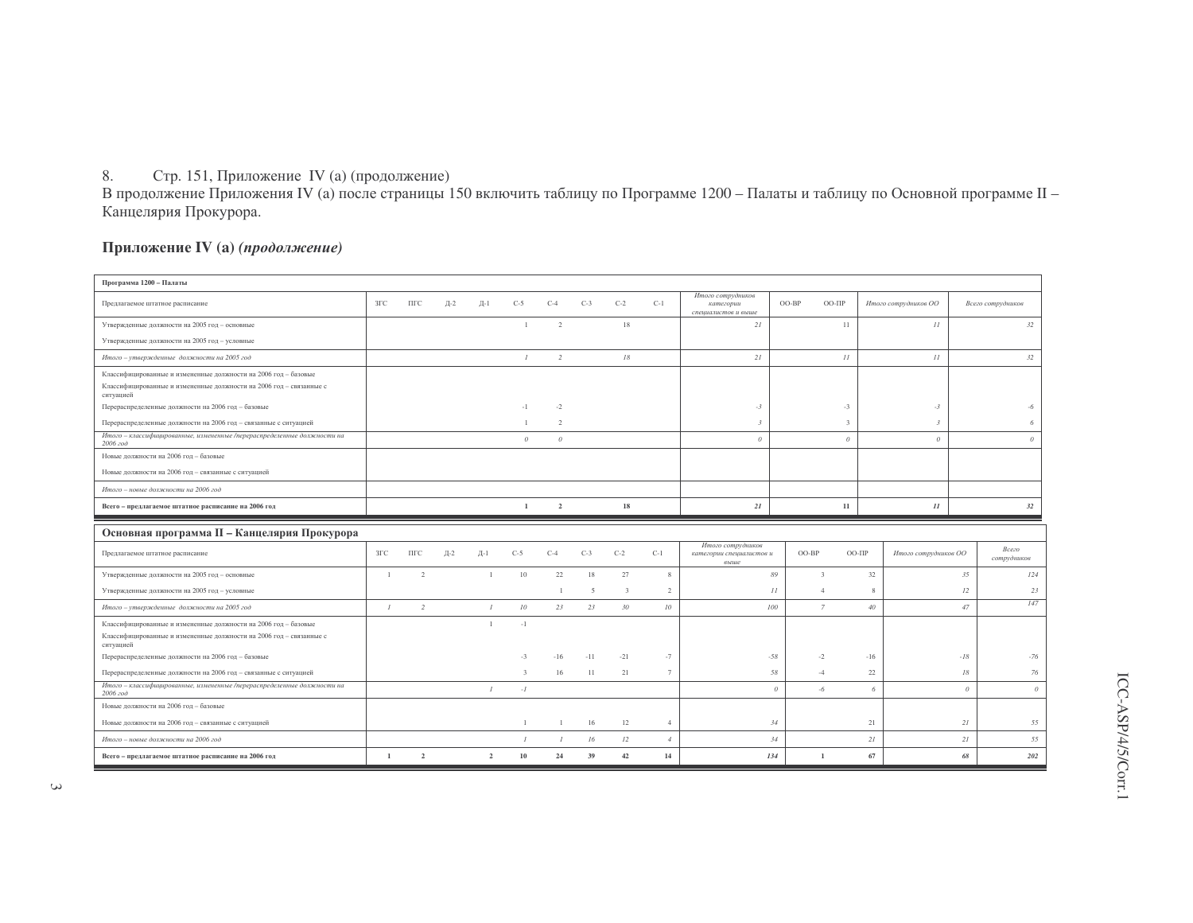8. Стр. 151, Приложение IV (a) (продолжение)
В продолжение Приложения IV (a) после страницы 150 включить таблицу по Программе 1200 – Палаты и таблицу по Основной программе II – Канцелярия Прокурора.

## Приложение IV (a) *(продолжение)*

**Программа 1200 – Палаты**

| Предлагаемое штатное расписание | ЗГС | ПГС | Д-2 | Д-1 | С-5 | С-4 | С-3 | С-2 | С-1 | *Итого сотрудников категории специалистов и выше* | ОО-ВР | ОО-ПР | *Итого сотрудников ОО* | *Всего сотрудников* |
|---|---|---|---|---|---|---|---|---|---|---|---|---|---|---|
| Утвержденные должности на 2005 год – основные | | | | | 1 | 2 | | 18 | | *21* | | 11 | *11* | *32* |
| Утвержденные должности на 2005 год – условные | | | | | | | | | | | | | | |
| *Итого – утвержденные должности на 2005 год* | | | | | *1* | *2* | | *18* | | *21* | | *11* | *11* | *32* |
| Классифицированные и измененные должности на 2006 год – базовые | | | | | | | | | | | | | | |
| Классифицированные и измененные должности на 2006 год – связанные с ситуацией | | | | | | | | | | | | | | |
| Перераспределенные должности на 2006 год – базовые | | | | | -1 | -2 | | | | *-3* | | -3 | *-3* | *-6* |
| Перераспределенные должности на 2006 год – связанные с ситуацией | | | | | 1 | 2 | | | | *3* | | 3 | *3* | *6* |
| *Итого – классифицированные, измененные /перераспределенные должности на 2006 год* | | | | | *0* | *0* | | | | *0* | | *0* | *0* | *0* |
| Новые должности на 2006 год – базовые | | | | | | | | | | | | | | |
| Новые должности на 2006 год – связанные с ситуацией | | | | | | | | | | | | | | |
| *Итого – новые должности на 2006 год* | | | | | | | | | | | | | | |
| **Всего – предлагаемое штатное расписание на 2006 год** | | | | | **1** | **2** | | **18** | | ***21*** | | **11** | ***11*** | ***32*** |

**Основная программа II – Канцелярия Прокурора**

| Предлагаемое штатное расписание | ЗГС | ПГС | Д-2 | Д-1 | С-5 | С-4 | С-3 | С-2 | С-1 | *Итого сотрудников категории специалистов и выше* | ОО-ВР | ОО-ПР | *Итого сотрудников ОО* | *Всего сотрудников* |
|---|---|---|---|---|---|---|---|---|---|---|---|---|---|---|
| Утвержденные должности на 2005 год – основные | 1 | 2 | | 1 | 10 | 22 | 18 | 27 | 8 | *89* | 3 | 32 | *35* | *124* |
| Утвержденные должности на 2005 год – условные | | | | | | 1 | 5 | 3 | 2 | *11* | 4 | 8 | *12* | *23* |
| *Итого – утвержденные должности на 2005 год* | *1* | *2* | | *1* | *10* | *23* | *23* | *30* | *10* | *100* | *7* | *40* | *47* | *147* |
| Классифицированные и измененные должности на 2006 год – базовые | | | | 1 | -1 | | | | | | | | | |
| Классифицированные и измененные должности на 2006 год – связанные с ситуацией | | | | | | | | | | | | | | |
| Перераспределенные должности на 2006 год – базовые | | | | | -3 | -16 | -11 | -21 | -7 | *-58* | -2 | -16 | *-18* | *-76* |
| Перераспределенные должности на 2006 год – связанные с ситуацией | | | | | 3 | 16 | 11 | 21 | 7 | *58* | -4 | 22 | *18* | *76* |
| *Итого – классифицированные, измененные /перераспределенные должности на 2006 год* | | | | *1* | *-1* | | | | | *0* | *-6* | *6* | *0* | *0* |
| Новые должности на 2006 год – базовые | | | | | | | | | | | | | | |
| Новые должности на 2006 год – связанные с ситуацией | | | | | 1 | 1 | 16 | 12 | 4 | *34* | | 21 | *21* | *55* |
| *Итого – новые должности на 2006 год* | | | | | *1* | *1* | *16* | *12* | *4* | *34* | | *21* | *21* | *55* |
| **Всего – предлагаемое штатное расписание на 2006 год** | **1** | **2** | | **2** | **10** | **24** | **39** | **42** | **14** | ***134*** | **1** | **67** | ***68*** | ***202*** |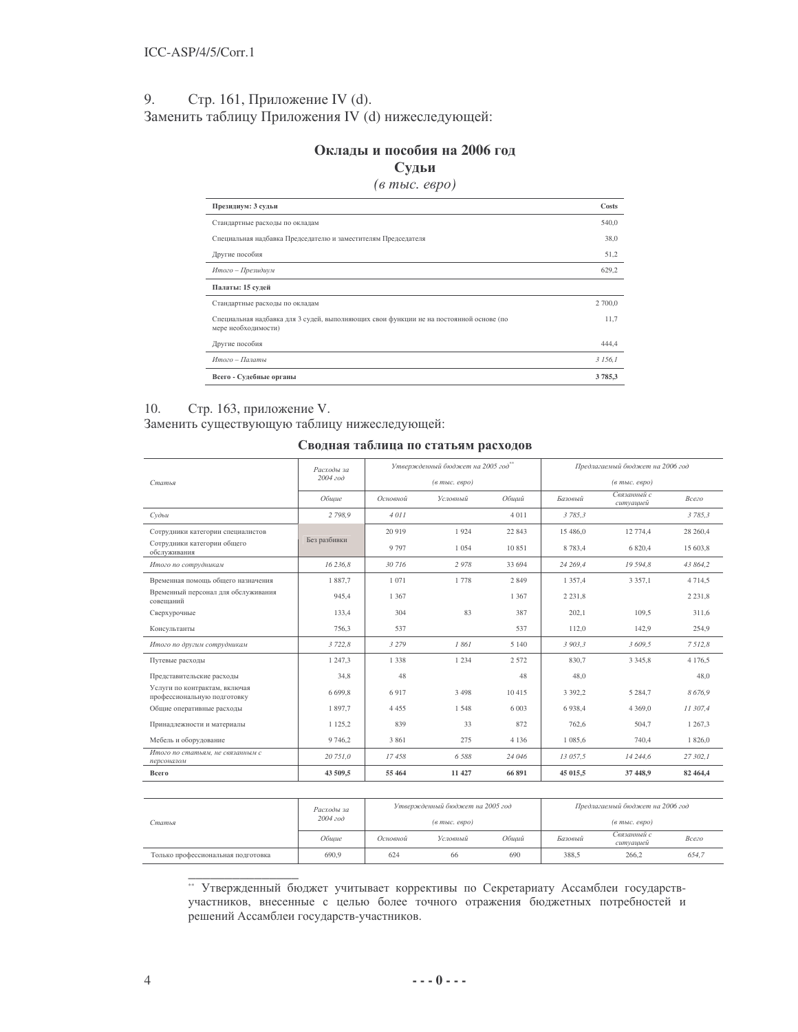9. Стр. 161, Приложение IV (d).
Заменить таблицу Приложения IV (d) нижеследующей:

## Оклады и пособия на 2006 год
### Судьи
*(в тыс. евро)*

| **Президиум: 3 судьи** | **Costs** |
|---|---|
| Стандартные расходы по окладам | 540,0 |
| Специальная надбавка Председателю и заместителям Председателя | 38,0 |
| Другие пособия | 51,2 |
| *Итого – Президиум* | 629,2 |
| **Палаты: 15 судей** | |
| Стандартные расходы по окладам | 2 700,0 |
| Специальная надбавка для 3 судей, выполняющих свои функции не на постоянной основе (по мере необходимости) | 11,7 |
| Другие пособия | 444,4 |
| *Итого – Палаты* | *3 156,1* |
| **Всего - Судебные органы** | **3 785,3** |

10. Стр. 163, приложение V.
Заменить существующую таблицу нижеследующей:

### Сводная таблица по статьям расходов

| Статья | Расходы за 2004 год | Утвержденный бюджет на 2005 год** (в тыс. евро) | | | Предлагаемый бюджет на 2006 год (в тыс. евро) | | |
|---|---|---|---|---|---|---|---|
| | Общие | Основной | Условный | Общий | Базовый | Связанный с ситуацией | Всего |
| *Судьи* | *2 798,9* | *4 011* | | 4 011 | *3 785,3* | | *3 785,3* |
| Сотрудники категории специалистов | Без разбивки | 20 919 | 1 924 | 22 843 | 15 486,0 | 12 774,4 | 28 260,4 |
| Сотрудники категории общего обслуживания | | 9 797 | 1 054 | 10 851 | 8 783,4 | 6 820,4 | 15 603,8 |
| *Итого по сотрудникам* | *16 236,8* | *30 716* | *2 978* | 33 694 | *24 269,4* | *19 594,8* | *43 864,2* |
| Временная помощь общего назначения | 1 887,7 | 1 071 | 1 778 | 2 849 | 1 357,4 | 3 357,1 | 4 714,5 |
| Временный персонал для обслуживания совещаний | 945,4 | 1 367 | | 1 367 | 2 231,8 | | 2 231,8 |
| Сверхурочные | 133,4 | 304 | 83 | 387 | 202,1 | 109,5 | 311,6 |
| Консультанты | 756,3 | 537 | | 537 | 112,0 | 142,9 | 254,9 |
| *Итого по другим сотрудникам* | *3 722,8* | *3 279* | *1 861* | 5 140 | *3 903,3* | *3 609,5* | *7 512,8* |
| Путевые расходы | 1 247,3 | 1 338 | 1 234 | 2 572 | 830,7 | 3 345,8 | 4 176,5 |
| Представительские расходы | 34,8 | 48 | | 48 | 48,0 | | 48,0 |
| Услуги по контрактам, включая профессиональную подготовку | 6 699,8 | 6 917 | 3 498 | 10 415 | 3 392,2 | 5 284,7 | *8 676,9* |
| Общие оперативные расходы | 1 897,7 | 4 455 | 1 548 | 6 003 | 6 938,4 | 4 369,0 | *11 307,4* |
| Принадлежности и материалы | 1 125,2 | 839 | 33 | 872 | 762,6 | 504,7 | 1 267,3 |
| Мебель и оборудование | 9 746,2 | 3 861 | 275 | 4 136 | 1 085,6 | 740,4 | 1 826,0 |
| *Итого по статьям, не связанным с персоналом* | *20 751,0* | *17 458* | *6 588* | 24 046 | *13 057,5* | *14 244,6* | *27 302,1* |
| **Всего** | **43 509,5** | **55 464** | **11 427** | **66 891** | **45 015,5** | **37 448,9** | **82 464,4** |

| Статья | Расходы за 2004 год | Утвержденный бюджет на 2005 год (в тыс. евро) | | | Предлагаемый бюджет на 2006 год (в тыс. евро) | | |
|---|---|---|---|---|---|---|---|
| | Общие | Основной | Условный | Общий | Базовый | Связанный с ситуацией | Всего |
| Только профессиональная подготовка | 690,9 | 624 | 66 | 690 | 388,5 | 266,2 | *654,7* |

** Утвержденный бюджет учитывает коррективы по Секретариату Ассамблеи государств-участников, внесенные с целью более точного отражения бюджетных потребностей и решений Ассамблеи государств-участников.

- - - 0 - - -